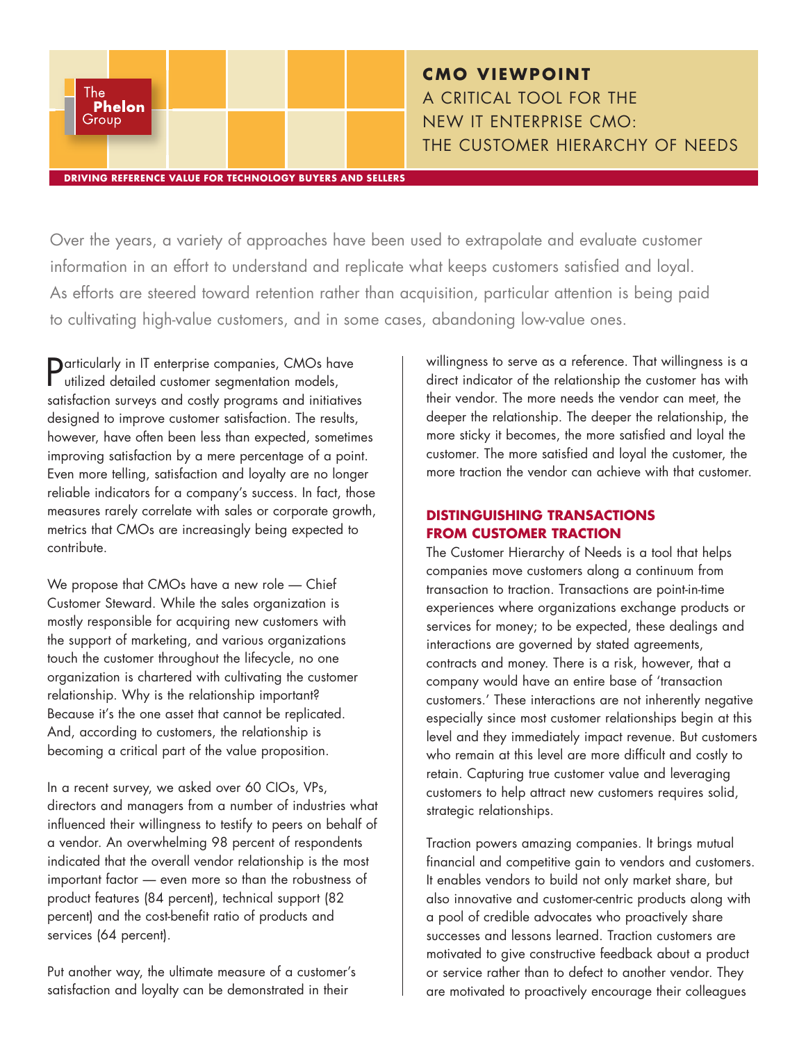The Phelon Group

# CMO VIEWPOINT

## A CRITICAL TOOL FOR THE NEW IT ENTERPRISE CMO: THE CUSTOMER HIERARCHY OF NEEDS

DRIVING REFERENCE VALUE FOR TECHNOLOGY BUYERS AND SELLERS

Over the years, a variety of approaches have been used to extrapolate and evaluate customer information in an effort to understand and replicate what keeps customers satisfied and loyal. As efforts are steered toward retention rather than acquisition, particular attention is being paid to cultivating high-value customers, and in some cases, abandoning low-value ones.

Particularly in IT enterprise companies, CMOs have utilized detailed customer segmentation models, satisfaction surveys and costly programs and initiatives designed to improve customer satisfaction. The results, however, have often been less than expected, sometimes improving satisfaction by a mere percentage of a point. Even more telling, satisfaction and loyalty are no longer reliable indicators for a company's success. In fact, those measures rarely correlate with sales or corporate growth, metrics that CMOs are increasingly being expected to contribute.

We propose that CMOs have a new role — Chief Customer Steward. While the sales organization is mostly responsible for acquiring new customers with the support of marketing, and various organizations touch the customer throughout the lifecycle, no one organization is chartered with cultivating the customer relationship. Why is the relationship important? Because it's the one asset that cannot be replicated. And, according to customers, the relationship is becoming a critical part of the value proposition.

In a recent survey, we asked over 60 CIOs, VPs, directors and managers from a number of industries what influenced their willingness to testify to peers on behalf of a vendor. An overwhelming 98 percent of respondents indicated that the overall vendor relationship is the most important factor — even more so than the robustness of product features (84 percent), technical support (82 percent) and the cost-benefit ratio of products and services (64 percent).

Put another way, the ultimate measure of a customer's satisfaction and loyalty can be demonstrated in their willingness to serve as a reference. That willingness is a direct indicator of the relationship the customer has with their vendor. The more needs the vendor can meet, the deeper the relationship. The deeper the relationship, the more sticky it becomes, the more satisfied and loyal the customer. The more satisfied and loyal the customer, the more traction the vendor can achieve with that customer.

### DISTINGUISHING TRANSACTIONS FROM CUSTOMER TRACTION

The Customer Hierarchy of Needs is a tool that helps companies move customers along a continuum from transaction to traction. Transactions are point-in-time experiences where organizations exchange products or services for money; to be expected, these dealings and interactions are governed by stated agreements, contracts and money. There is a risk, however, that a company would have an entire base of 'transaction customers.' These interactions are not inherently negative especially since most customer relationships begin at this level and they immediately impact revenue. But customers who remain at this level are more difficult and costly to retain. Capturing true customer value and leveraging customers to help attract new customers requires solid, strategic relationships.

Traction powers amazing companies. It brings mutual financial and competitive gain to vendors and customers. It enables vendors to build not only market share, but also innovative and customer-centric products along with a pool of credible advocates who proactively share successes and lessons learned. Traction customers are motivated to give constructive feedback about a product or service rather than to defect to another vendor. They are motivated to proactively encourage their colleagues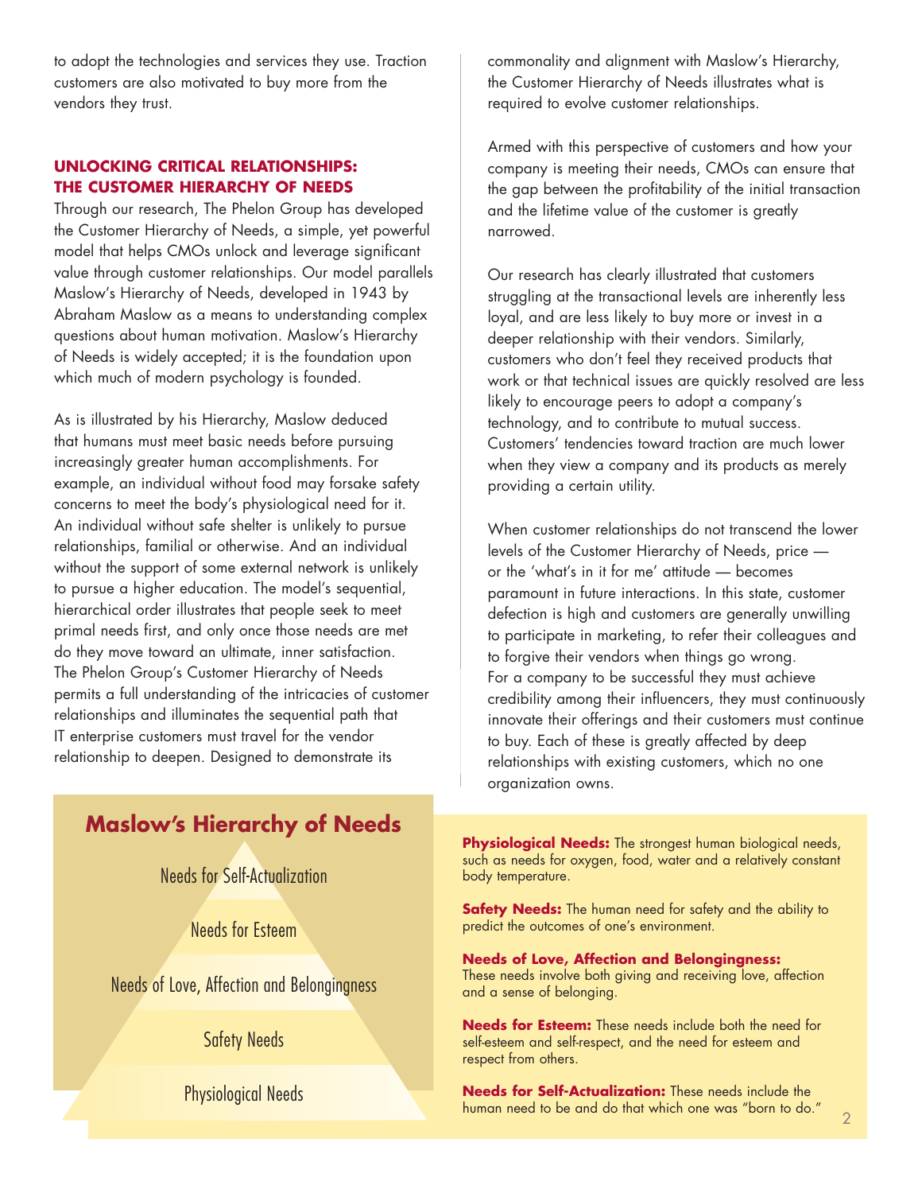to adopt the technologies and services they use. Traction customers are also motivated to buy more from the vendors they trust.

## UNLOCKING CRITICAL RELATIONSHIPS: THE CUSTOMER HIERARCHY OF NEEDS

Through our research, The Phelon Group has developed the Customer Hierarchy of Needs, a simple, yet powerful model that helps CMOs unlock and leverage significant value through customer relationships. Our model parallels Maslow's Hierarchy of Needs, developed in 1943 by Abraham Maslow as a means to understanding complex questions about human motivation. Maslow's Hierarchy of Needs is widely accepted; it is the foundation upon which much of modern psychology is founded.

As is illustrated by his Hierarchy, Maslow deduced that humans must meet basic needs before pursuing increasingly greater human accomplishments. For example, an individual without food may forsake safety concerns to meet the body's physiological need for it. An individual without safe shelter is unlikely to pursue relationships, familial or otherwise. And an individual without the support of some external network is unlikely to pursue a higher education. The model's sequential, hierarchical order illustrates that people seek to meet primal needs first, and only once those needs are met do they move toward an ultimate, inner satisfaction. The Phelon Group's Customer Hierarchy of Needs permits a full understanding of the intricacies of customer relationships and illuminates the sequential path that IT enterprise customers must travel for the vendor relationship to deepen. Designed to demonstrate its commonality and alignment with Maslow's Hierarchy, the Customer Hierarchy of Needs illustrates what is required to evolve customer relationships.

Armed with this perspective of customers and how your company is meeting their needs, CMOs can ensure that the gap between the profitability of the initial transaction and the lifetime value of the customer is greatly narrowed.

Our research has clearly illustrated that customers struggling at the transactional levels are inherently less loyal, and are less likely to buy more or invest in a deeper relationship with their vendors. Similarly, customers who don't feel they received products that work or that technical issues are quickly resolved are less likely to encourage peers to adopt a company's technology, and to contribute to mutual success. Customers' tendencies toward traction are much lower when they view a company and its products as merely providing a certain utility.

When customer relationships do not transcend the lower levels of the Customer Hierarchy of Needs, price — or the 'what's in it for me' attitude — becomes paramount in future interactions. In this state, customer defection is high and customers are generally unwilling to participate in marketing, to refer their colleagues and to forgive their vendors when things go wrong. For a company to be successful they must achieve credibility among their influencers, they must continuously innovate their offerings and their customers must continue to buy. Each of these is greatly affected by deep relationships with existing customers, which no one organization owns.

## Maslow's Hierarchy of Needs

- Needs for Self-Actualization
- Needs for Esteem
- Needs of Love, Affection and Belongingness
- Safety Needs
- Physiological Needs

**Physiological Needs:** The strongest human biological needs, such as needs for oxygen, food, water and a relatively constant body temperature.

**Safety Needs:** The human need for safety and the ability to predict the outcomes of one's environment.

**Needs of Love, Affection and Belongingness:** These needs involve both giving and receiving love, affection and a sense of belonging.

**Needs for Esteem:** These needs include both the need for self-esteem and self-respect, and the need for esteem and respect from others.

**Needs for Self-Actualization:** These needs include the human need to be and do that which one was "born to do."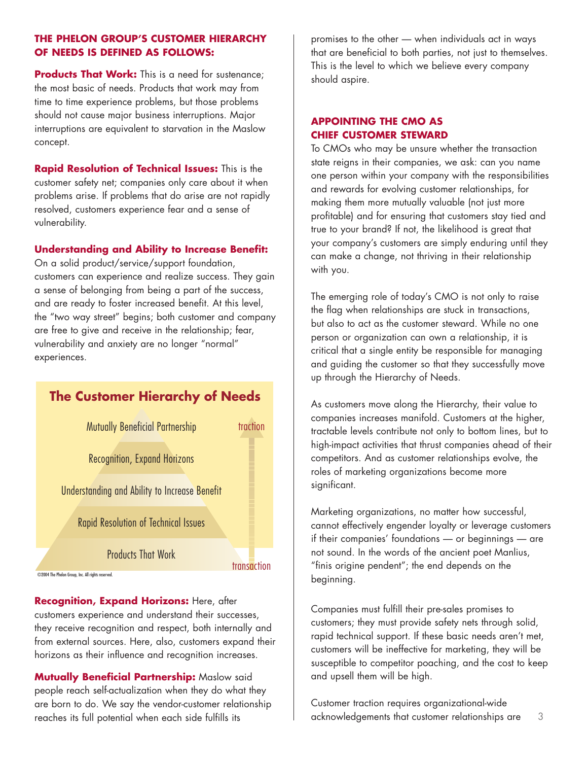### THE PHELON GROUP'S CUSTOMER HIERARCHY OF NEEDS IS DEFINED AS FOLLOWS:

**Products That Work:** This is a need for sustenance; the most basic of needs. Products that work may from time to time experience problems, but those problems should not cause major business interruptions. Major interruptions are equivalent to starvation in the Maslow concept.

**Rapid Resolution of Technical Issues:** This is the customer safety net; companies only care about it when problems arise. If problems that do arise are not rapidly resolved, customers experience fear and a sense of vulnerability.

**Understanding and Ability to Increase Benefit:** On a solid product/service/support foundation, customers can experience and realize success. They gain a sense of belonging from being a part of the success, and are ready to foster increased benefit. At this level, the "two way street" begins; both customer and company are free to give and receive in the relationship; fear, vulnerability and anxiety are no longer "normal" experiences.

**The Customer Hierarchy of Needs**

- Mutually Beneficial Partnership
- Recognition, Expand Horizons
- Understanding and Ability to Increase Benefit
- Rapid Resolution of Technical Issues
- Products That Work

traction ↑ transaction

©2004 The Phelon Group, Inc. All rights reserved.

**Recognition, Expand Horizons:** Here, after customers experience and understand their successes, they receive recognition and respect, both internally and from external sources. Here, also, customers expand their horizons as their influence and recognition increases.

**Mutually Beneficial Partnership:** Maslow said people reach self-actualization when they do what they are born to do. We say the vendor-customer relationship reaches its full potential when each side fulfills its promises to the other — when individuals act in ways that are beneficial to both parties, not just to themselves. This is the level to which we believe every company should aspire.

### APPOINTING THE CMO AS CHIEF CUSTOMER STEWARD

To CMOs who may be unsure whether the transaction state reigns in their companies, we ask: can you name one person within your company with the responsibilities and rewards for evolving customer relationships, for making them more mutually valuable (not just more profitable) and for ensuring that customers stay tied and true to your brand? If not, the likelihood is great that your company's customers are simply enduring until they can make a change, not thriving in their relationship with you.

The emerging role of today's CMO is not only to raise the flag when relationships are stuck in transactions, but also to act as the customer steward. While no one person or organization can own a relationship, it is critical that a single entity be responsible for managing and guiding the customer so that they successfully move up through the Hierarchy of Needs.

As customers move along the Hierarchy, their value to companies increases manifold. Customers at the higher, tractable levels contribute not only to bottom lines, but to high-impact activities that thrust companies ahead of their competitors. And as customer relationships evolve, the roles of marketing organizations become more significant.

Marketing organizations, no matter how successful, cannot effectively engender loyalty or leverage customers if their companies' foundations — or beginnings — are not sound. In the words of the ancient poet Manlius, "finis origine pendent"; the end depends on the beginning.

Companies must fulfill their pre-sales promises to customers; they must provide safety nets through solid, rapid technical support. If these basic needs aren't met, customers will be ineffective for marketing, they will be susceptible to competitor poaching, and the cost to keep and upsell them will be high.

Customer traction requires organizational-wide acknowledgements that customer relationships are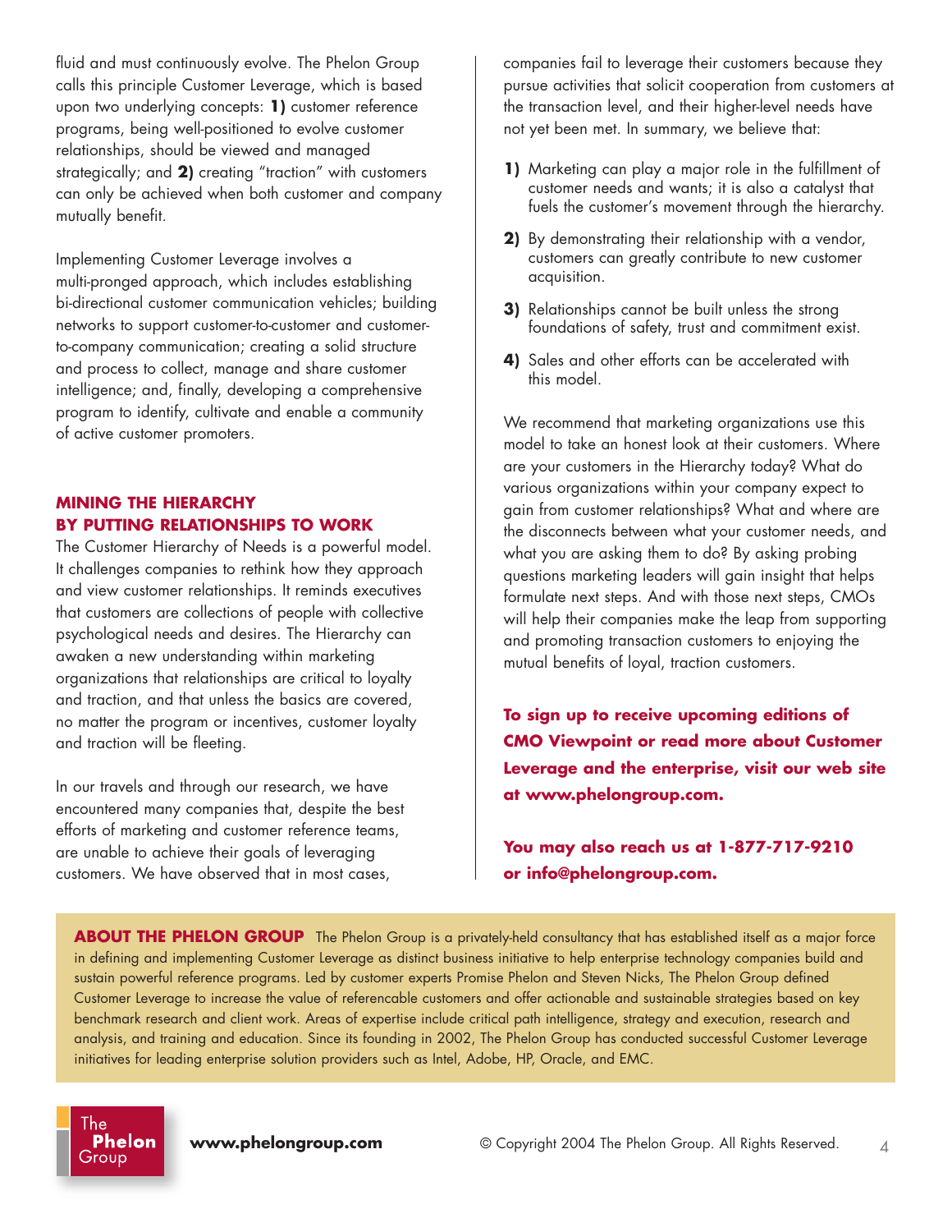fluid and must continuously evolve. The Phelon Group calls this principle Customer Leverage, which is based upon two underlying concepts: **1)** customer reference programs, being well-positioned to evolve customer relationships, should be viewed and managed strategically; and **2)** creating "traction" with customers can only be achieved when both customer and company mutually benefit.

Implementing Customer Leverage involves a multi-pronged approach, which includes establishing bi-directional customer communication vehicles; building networks to support customer-to-customer and customer-to-company communication; creating a solid structure and process to collect, manage and share customer intelligence; and, finally, developing a comprehensive program to identify, cultivate and enable a community of active customer promoters.

## MINING THE HIERARCHY BY PUTTING RELATIONSHIPS TO WORK

The Customer Hierarchy of Needs is a powerful model. It challenges companies to rethink how they approach and view customer relationships. It reminds executives that customers are collections of people with collective psychological needs and desires. The Hierarchy can awaken a new understanding within marketing organizations that relationships are critical to loyalty and traction, and that unless the basics are covered, no matter the program or incentives, customer loyalty and traction will be fleeting.

In our travels and through our research, we have encountered many companies that, despite the best efforts of marketing and customer reference teams, are unable to achieve their goals of leveraging customers. We have observed that in most cases, companies fail to leverage their customers because they pursue activities that solicit cooperation from customers at the transaction level, and their higher-level needs have not yet been met. In summary, we believe that:

**1)** Marketing can play a major role in the fulfillment of customer needs and wants; it is also a catalyst that fuels the customer's movement through the hierarchy.

**2)** By demonstrating their relationship with a vendor, customers can greatly contribute to new customer acquisition.

**3)** Relationships cannot be built unless the strong foundations of safety, trust and commitment exist.

**4)** Sales and other efforts can be accelerated with this model.

We recommend that marketing organizations use this model to take an honest look at their customers. Where are your customers in the Hierarchy today? What do various organizations within your company expect to gain from customer relationships? What and where are the disconnects between what your customer needs, and what you are asking them to do? By asking probing questions marketing leaders will gain insight that helps formulate next steps. And with those next steps, CMOs will help their companies make the leap from supporting and promoting transaction customers to enjoying the mutual benefits of loyal, traction customers.

**To sign up to receive upcoming editions of CMO Viewpoint or read more about Customer Leverage and the enterprise, visit our web site at www.phelongroup.com.**

**You may also reach us at 1-877-717-9210 or info@phelongroup.com.**

**ABOUT THE PHELON GROUP** The Phelon Group is a privately-held consultancy that has established itself as a major force in defining and implementing Customer Leverage as distinct business initiative to help enterprise technology companies build and sustain powerful reference programs. Led by customer experts Promise Phelon and Steven Nicks, The Phelon Group defined Customer Leverage to increase the value of referencable customers and offer actionable and sustainable strategies based on key benchmark research and client work. Areas of expertise include critical path intelligence, strategy and execution, research and analysis, and training and education. Since its founding in 2002, The Phelon Group has conducted successful Customer Leverage initiatives for leading enterprise solution providers such as Intel, Adobe, HP, Oracle, and EMC.

The Phelon Group

**www.phelongroup.com**

© Copyright 2004 The Phelon Group. All Rights Reserved.